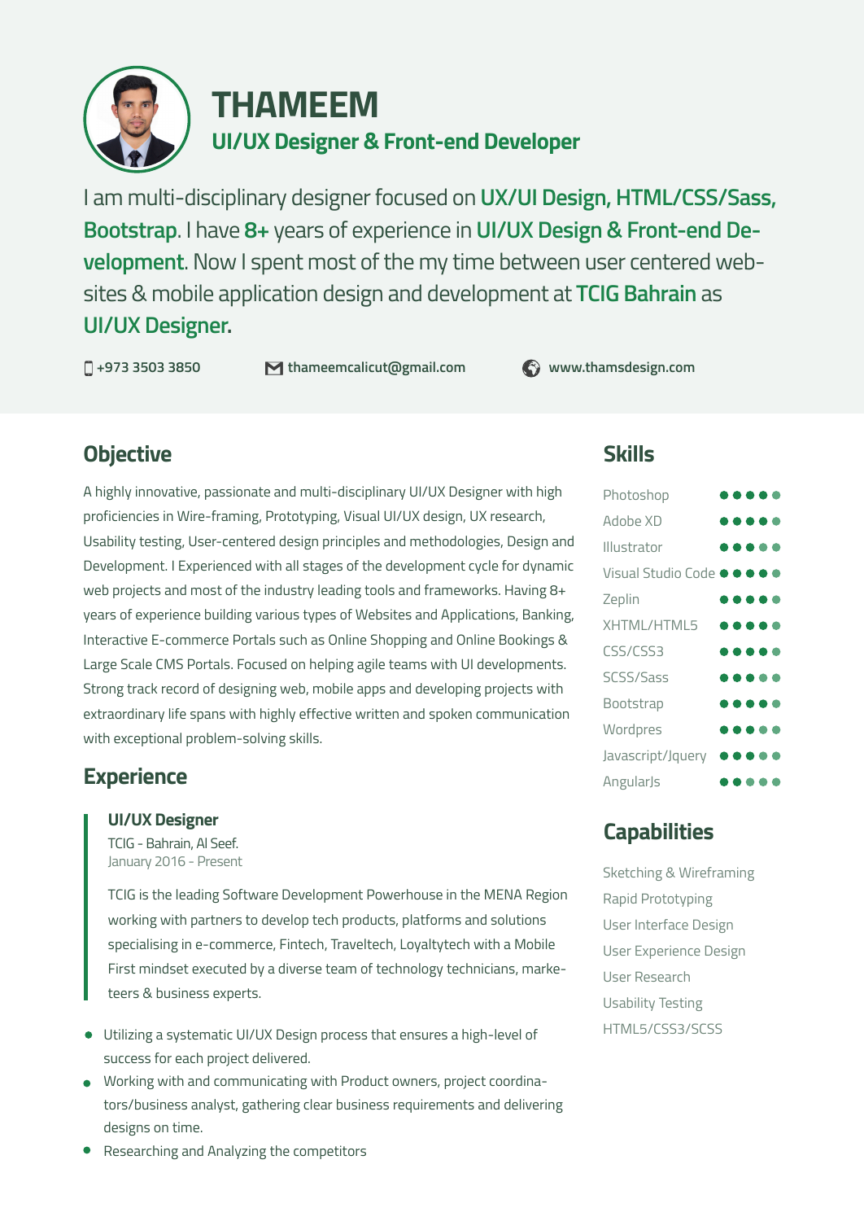# THAMEEM

## UI/UX Designer & Front-end Developer

I am multi-disciplinary designer focused on **UX/UI Design, HTML/CSS/Sass, Bootstrap**. I have **8+** years of experience in **UI/UX Design & Front-end Development**. Now I spent most of the my time between user centered websites & mobile application design and development at **TCIG Bahrain** as **UI/UX Designer.**

+973 3503 3850 | thameemcalicut@gmail.com | www.thamsdesign.com

## Objective

A highly innovative, passionate and multi-disciplinary UI/UX Designer with high proficiencies in Wire-framing, Prototyping, Visual UI/UX design, UX research, Usability testing, User-centered design principles and methodologies, Design and Development. I Experienced with all stages of the development cycle for dynamic web projects and most of the industry leading tools and frameworks. Having 8+ years of experience building various types of Websites and Applications, Banking, Interactive E-commerce Portals such as Online Shopping and Online Bookings & Large Scale CMS Portals. Focused on helping agile teams with UI developments. Strong track record of designing web, mobile apps and developing projects with extraordinary life spans with highly effective written and spoken communication with exceptional problem-solving skills.

## Experience

### UI/UX Designer

TCIG - Bahrain, Al Seef.
January 2016 - Present

TCIG is the leading Software Development Powerhouse in the MENA Region working with partners to develop tech products, platforms and solutions specialising in e-commerce, Fintech, Traveltech, Loyaltytech with a Mobile First mindset executed by a diverse team of technology technicians, marketeers & business experts.

- Utilizing a systematic UI/UX Design process that ensures a high-level of success for each project delivered.
- Working with and communicating with Product owners, project coordinators/business analyst, gathering clear business requirements and delivering designs on time.
- Researching and Analyzing the competitors

## Skills

- Photoshop ●●●●●
- Adobe XD ●●●●●
- Illustrator ●●●●●
- Visual Studio Code ●●●●●
- Zeplin ●●●●●
- XHTML/HTML5 ●●●●●
- CSS/CSS3 ●●●●●
- SCSS/Sass ●●●●●
- Bootstrap ●●●●●
- Wordpres ●●●●●
- Javascript/Jquery ●●●●●
- AngularJs ●●●●●

## Capabilities

- Sketching & Wireframing
- Rapid Prototyping
- User Interface Design
- User Experience Design
- User Research
- Usability Testing
- HTML5/CSS3/SCSS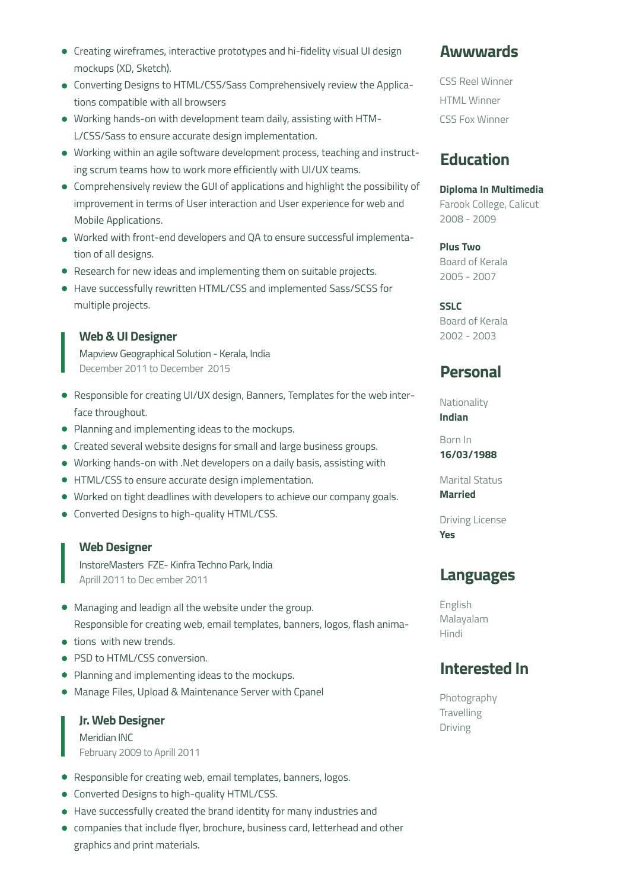- Creating wireframes, interactive prototypes and hi-fidelity visual UI design mockups (XD, Sketch).
- Converting Designs to HTML/CSS/Sass Comprehensively review the Applications compatible with all browsers
- Working hands-on with development team daily, assisting with HTML/CSS/Sass to ensure accurate design implementation.
- Working within an agile software development process, teaching and instructing scrum teams how to work more efficiently with UI/UX teams.
- Comprehensively review the GUI of applications and highlight the possibility of improvement in terms of User interaction and User experience for web and Mobile Applications.
- Worked with front-end developers and QA to ensure successful implementation of all designs.
- Research for new ideas and implementing them on suitable projects.
- Have successfully rewritten HTML/CSS and implemented Sass/SCSS for multiple projects.

### Web & UI Designer

Mapview Geographical Solution - Kerala, India
December 2011 to December 2015

- Responsible for creating UI/UX design, Banners, Templates for the web interface throughout.
- Planning and implementing ideas to the mockups.
- Created several website designs for small and large business groups.
- Working hands-on with .Net developers on a daily basis, assisting with
- HTML/CSS to ensure accurate design implementation.
- Worked on tight deadlines with developers to achieve our company goals.
- Converted Designs to high-quality HTML/CSS.

### Web Designer

InstoreMasters FZE- Kinfra Techno Park, India
Aprill 2011 to Dec ember 2011

- Managing and leadign all the website under the group.
  Responsible for creating web, email templates, banners, logos, flash anima-
- tions with new trends.
- PSD to HTML/CSS conversion.
- Planning and implementing ideas to the mockups.
- Manage Files, Upload & Maintenance Server with Cpanel

### Jr. Web Designer

Meridian INC
February 2009 to Aprill 2011

- Responsible for creating web, email templates, banners, logos.
- Converted Designs to high-quality HTML/CSS.
- Have successfully created the brand identity for many industries and
- companies that include flyer, brochure, business card, letterhead and other graphics and print materials.

## Awwwards

CSS Reel Winner
HTML Winner
CSS Fox Winner

## Education

**Diploma In Multimedia**
Farook College, Calicut
2008 - 2009

**Plus Two**
Board of Kerala
2005 - 2007

**SSLC**
Board of Kerala
2002 - 2003

## Personal

Nationality
**Indian**

Born In
**16/03/1988**

Marital Status
**Married**

Driving License
**Yes**

## Languages

English
Malayalam
Hindi

## Interested In

Photography
Travelling
Driving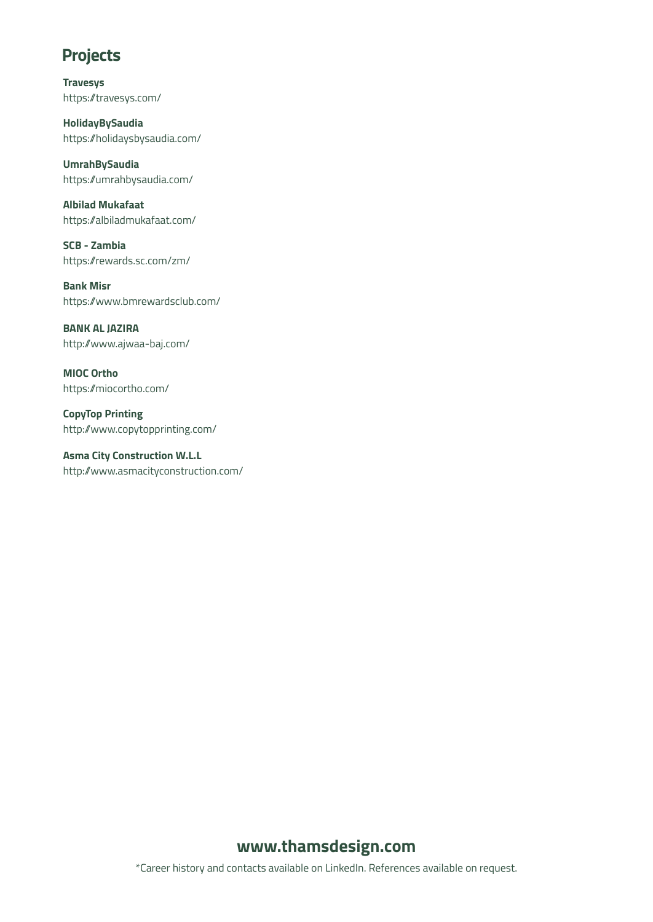## Projects

**Travesys**
https://travesys.com/

**HolidayBySaudia**
https://holidaysbysaudia.com/

**UmrahBySaudia**
https://umrahbysaudia.com/

**Albilad Mukafaat**
https://albiladmukafaat.com/

**SCB - Zambia**
https://rewards.sc.com/zm/

**Bank Misr**
https://www.bmrewardsclub.com/

**BANK AL JAZIRA**
http://www.ajwaa-baj.com/

**MIOC Ortho**
https://miocortho.com/

**CopyTop Printing**
http://www.copytopprinting.com/

**Asma City Construction W.L.L**
http://www.asmacityconstruction.com/

**www.thamsdesign.com**

*Career history and contacts available on LinkedIn. References available on request.